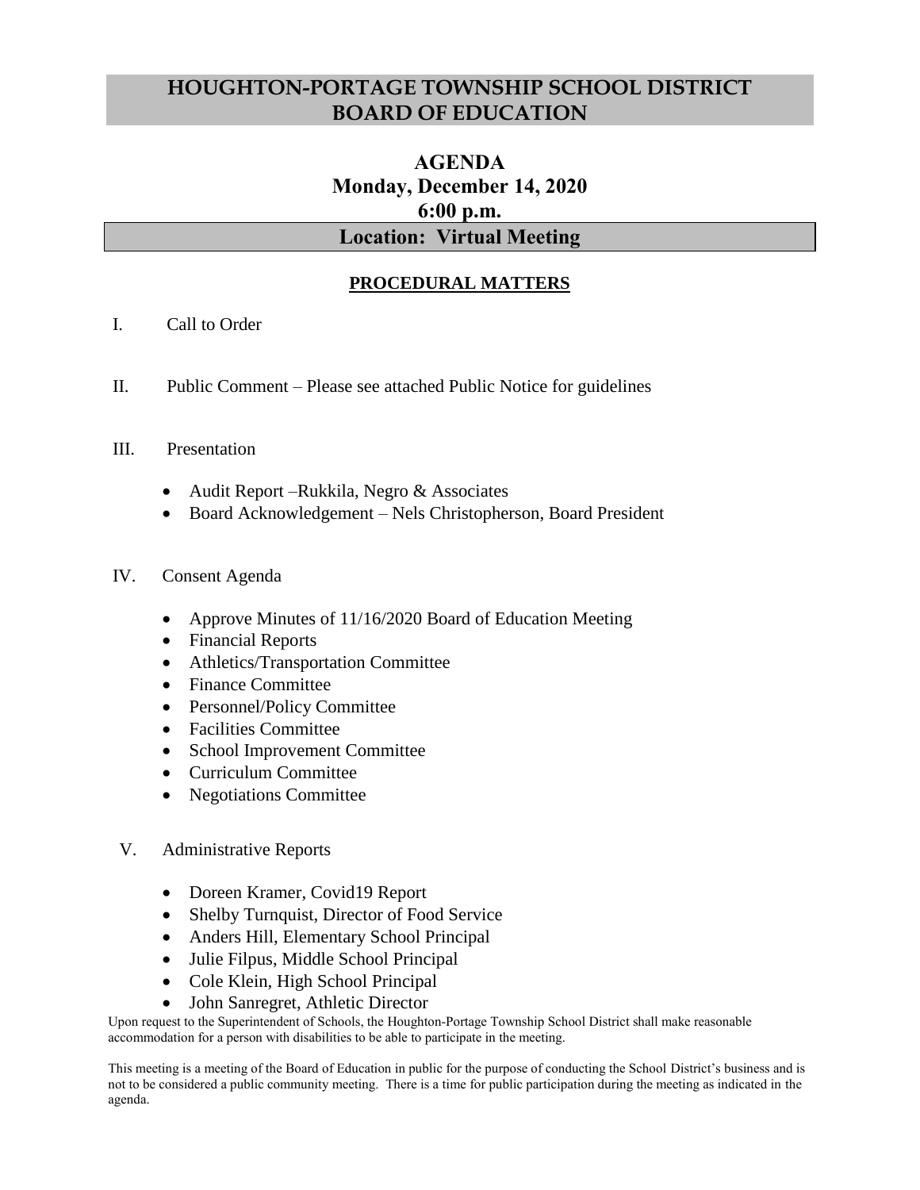# HOUGHTON-PORTAGE TOWNSHIP SCHOOL DISTRICT BOARD OF EDUCATION

## AGENDA
## Monday, December 14, 2020
## 6:00 p.m.

## Location: Virtual Meeting

### PROCEDURAL MATTERS

I. Call to Order

II. Public Comment – Please see attached Public Notice for guidelines

III. Presentation

- Audit Report –Rukkila, Negro & Associates
- Board Acknowledgement – Nels Christopherson, Board President

IV. Consent Agenda

- Approve Minutes of 11/16/2020 Board of Education Meeting
- Financial Reports
- Athletics/Transportation Committee
- Finance Committee
- Personnel/Policy Committee
- Facilities Committee
- School Improvement Committee
- Curriculum Committee
- Negotiations Committee

V. Administrative Reports

- Doreen Kramer, Covid19 Report
- Shelby Turnquist, Director of Food Service
- Anders Hill, Elementary School Principal
- Julie Filpus, Middle School Principal
- Cole Klein, High School Principal
- John Sanregret, Athletic Director

Upon request to the Superintendent of Schools, the Houghton-Portage Township School District shall make reasonable accommodation for a person with disabilities to be able to participate in the meeting.

This meeting is a meeting of the Board of Education in public for the purpose of conducting the School District's business and is not to be considered a public community meeting. There is a time for public participation during the meeting as indicated in the agenda.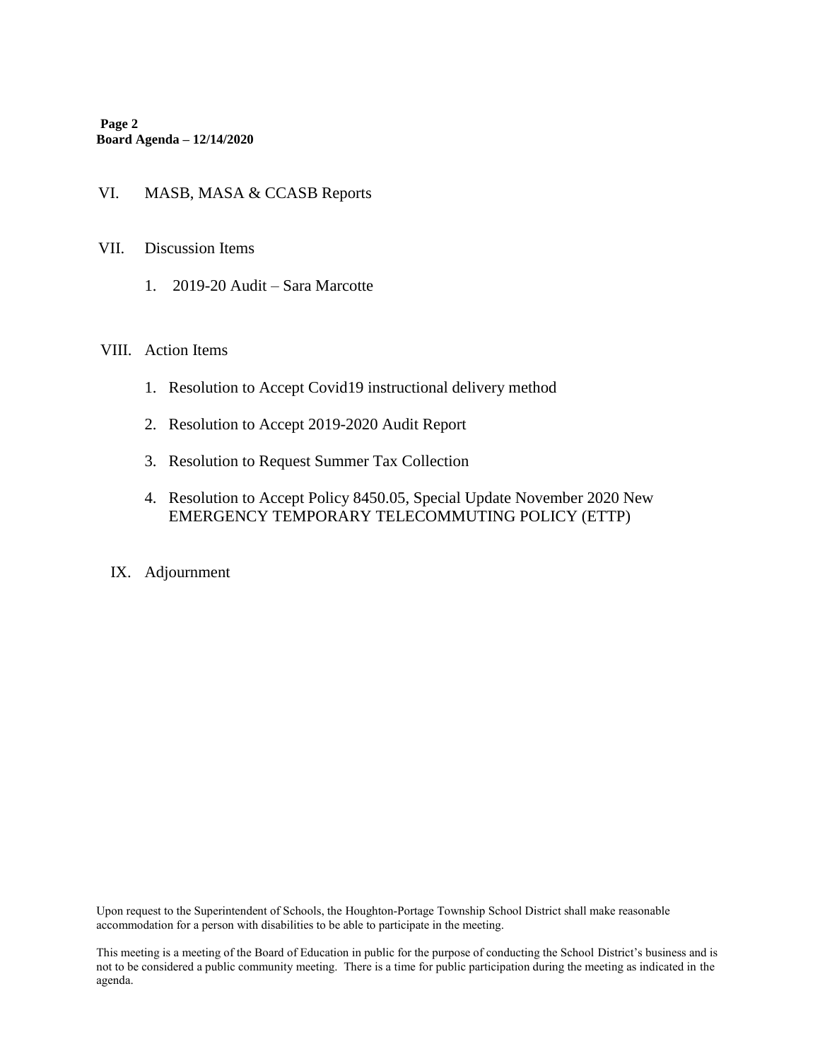VI. MASB, MASA & CCASB Reports

VII. Discussion Items

1. 2019-20 Audit – Sara Marcotte

VIII. Action Items

1. Resolution to Accept Covid19 instructional delivery method
2. Resolution to Accept 2019-2020 Audit Report
3. Resolution to Request Summer Tax Collection
4. Resolution to Accept Policy 8450.05, Special Update November 2020 New EMERGENCY TEMPORARY TELECOMMUTING POLICY (ETTP)

IX. Adjournment

Upon request to the Superintendent of Schools, the Houghton-Portage Township School District shall make reasonable accommodation for a person with disabilities to be able to participate in the meeting.

This meeting is a meeting of the Board of Education in public for the purpose of conducting the School District's business and is not to be considered a public community meeting. There is a time for public participation during the meeting as indicated in the agenda.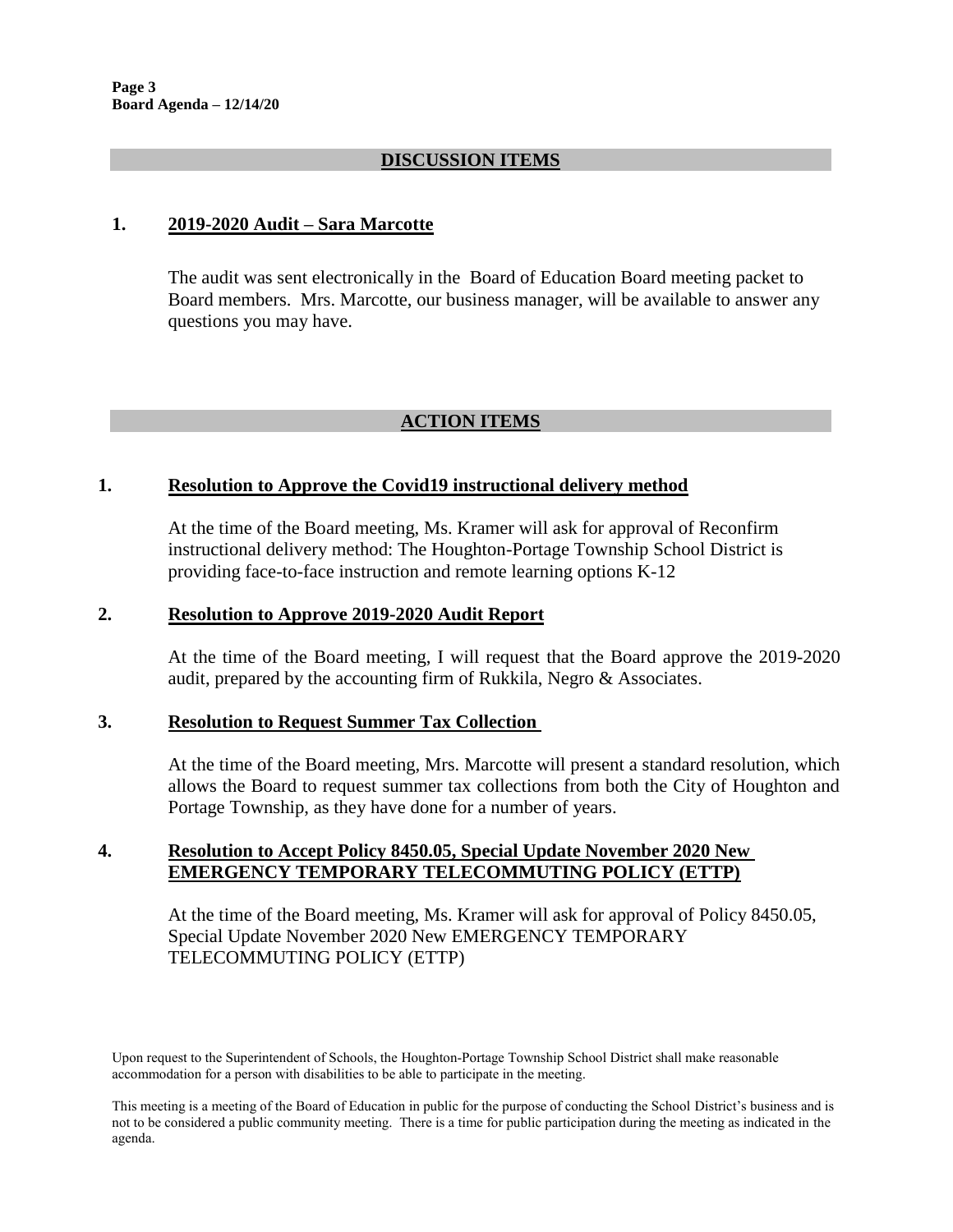## DISCUSSION ITEMS

### 1. 2019-2020 Audit – Sara Marcotte

The audit was sent electronically in the Board of Education Board meeting packet to Board members. Mrs. Marcotte, our business manager, will be available to answer any questions you may have.

## ACTION ITEMS

### 1. Resolution to Approve the Covid19 instructional delivery method

At the time of the Board meeting, Ms. Kramer will ask for approval of Reconfirm instructional delivery method: The Houghton-Portage Township School District is providing face-to-face instruction and remote learning options K-12

### 2. Resolution to Approve 2019-2020 Audit Report

At the time of the Board meeting, I will request that the Board approve the 2019-2020 audit, prepared by the accounting firm of Rukkila, Negro & Associates.

### 3. Resolution to Request Summer Tax Collection

At the time of the Board meeting, Mrs. Marcotte will present a standard resolution, which allows the Board to request summer tax collections from both the City of Houghton and Portage Township, as they have done for a number of years.

### 4. Resolution to Accept Policy 8450.05, Special Update November 2020 New EMERGENCY TEMPORARY TELECOMMUTING POLICY (ETTP)

At the time of the Board meeting, Ms. Kramer will ask for approval of Policy 8450.05, Special Update November 2020 New EMERGENCY TEMPORARY TELECOMMUTING POLICY (ETTP)

Upon request to the Superintendent of Schools, the Houghton-Portage Township School District shall make reasonable accommodation for a person with disabilities to be able to participate in the meeting.

This meeting is a meeting of the Board of Education in public for the purpose of conducting the School District's business and is not to be considered a public community meeting. There is a time for public participation during the meeting as indicated in the agenda.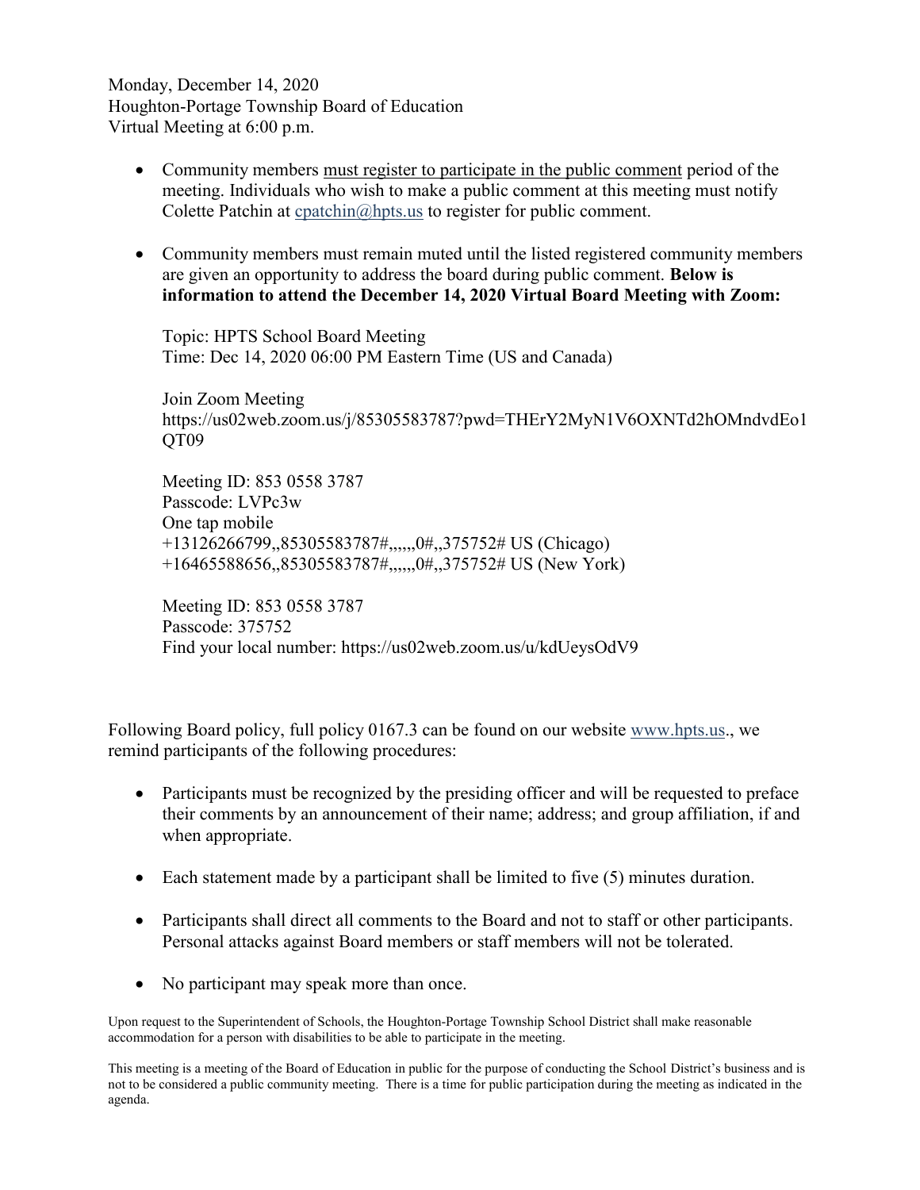Monday, December 14, 2020
Houghton-Portage Township Board of Education
Virtual Meeting at 6:00 p.m.

- Community members <u>must register to participate in the public comment</u> period of the meeting. Individuals who wish to make a public comment at this meeting must notify Colette Patchin at [cpatchin@hpts.us](mailto:cpatchin@hpts.us) to register for public comment.

- Community members must remain muted until the listed registered community members are given an opportunity to address the board during public comment. **Below is information to attend the December 14, 2020 Virtual Board Meeting with Zoom:**

  Topic: HPTS School Board Meeting
  Time: Dec 14, 2020 06:00 PM Eastern Time (US and Canada)

  Join Zoom Meeting
  https://us02web.zoom.us/j/85305583787?pwd=THErY2MyN1V6OXNTd2hOMndvdEo1QT09

  Meeting ID: 853 0558 3787
  Passcode: LVPc3w
  One tap mobile
  +13126266799,,85305583787#,,,,,,0#,,375752# US (Chicago)
  +16465588656,,85305583787#,,,,,,0#,,375752# US (New York)

  Meeting ID: 853 0558 3787
  Passcode: 375752
  Find your local number: https://us02web.zoom.us/u/kdUeysOdV9

Following Board policy, full policy 0167.3 can be found on our website [www.hpts.us](http://www.hpts.us)., we remind participants of the following procedures:

- Participants must be recognized by the presiding officer and will be requested to preface their comments by an announcement of their name; address; and group affiliation, if and when appropriate.

- Each statement made by a participant shall be limited to five (5) minutes duration.

- Participants shall direct all comments to the Board and not to staff or other participants. Personal attacks against Board members or staff members will not be tolerated.

- No participant may speak more than once.

Upon request to the Superintendent of Schools, the Houghton-Portage Township School District shall make reasonable accommodation for a person with disabilities to be able to participate in the meeting.

This meeting is a meeting of the Board of Education in public for the purpose of conducting the School District's business and is not to be considered a public community meeting. There is a time for public participation during the meeting as indicated in the agenda.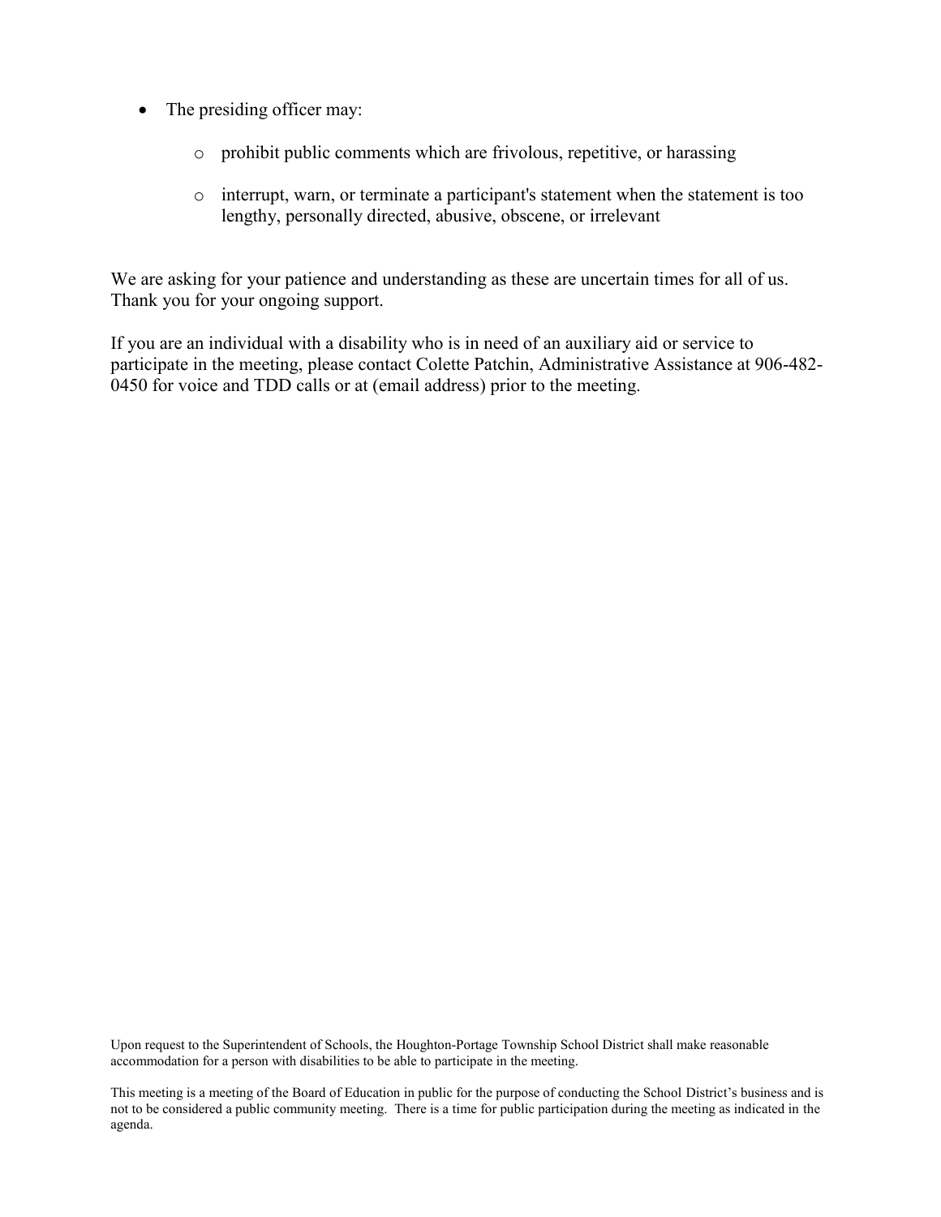- The presiding officer may:
    - prohibit public comments which are frivolous, repetitive, or harassing
    - interrupt, warn, or terminate a participant's statement when the statement is too lengthy, personally directed, abusive, obscene, or irrelevant

We are asking for your patience and understanding as these are uncertain times for all of us. Thank you for your ongoing support.

If you are an individual with a disability who is in need of an auxiliary aid or service to participate in the meeting, please contact Colette Patchin, Administrative Assistance at 906-482-0450 for voice and TDD calls or at (email address) prior to the meeting.

Upon request to the Superintendent of Schools, the Houghton-Portage Township School District shall make reasonable accommodation for a person with disabilities to be able to participate in the meeting.

This meeting is a meeting of the Board of Education in public for the purpose of conducting the School District's business and is not to be considered a public community meeting. There is a time for public participation during the meeting as indicated in the agenda.